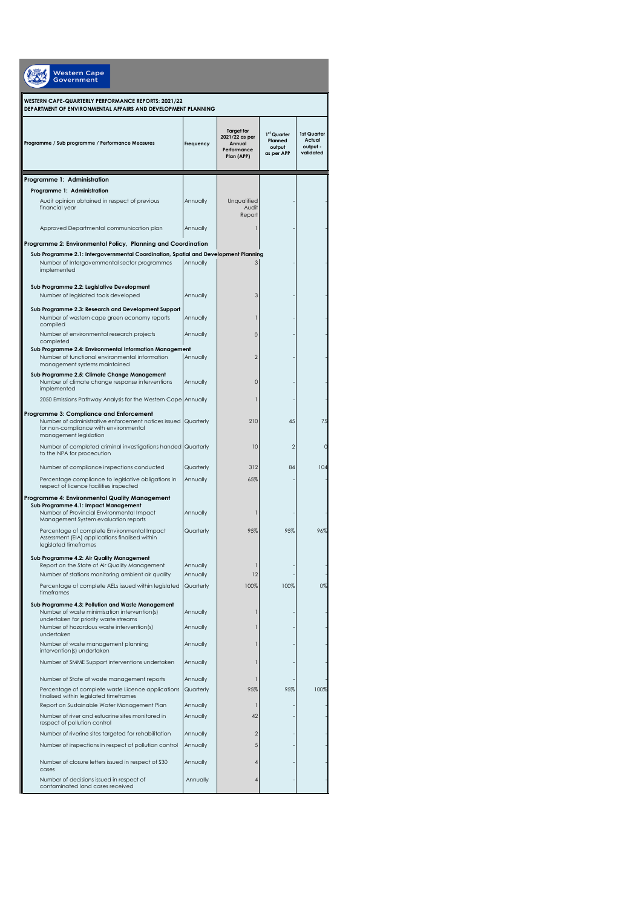Western Cape Government

**WESTERN CAPE-QUARTERLY PERFORMANCE REPORTS: 2021/22**
**DEPARTMENT OF ENVIRONMENTAL AFFAIRS AND DEVELOPMENT PLANNING**

| Programme / Sub programme / Performance Measures | Frequency | Target for 2021/22 as per Annual Performance Plan (APP) | 1st Quarter Planned output as per APP | 1st Quarter Actual output - validated |
|---|---|---|---|---|
| **Programme 1: Administration** | | | | |
| **Programme 1: Administration** | | | | |
| Audit opinion obtained in respect of previous financial year | Annually | Unqualified Audit Report | - | - |
| Approved Departmental communication plan | Annually | 1 | - | - |
| **Programme 2: Environmental Policy, Planning and Coordination** | | | | |
| **Sub Programme 2.1: Intergovernmental Coordination, Spatial and Development Planning** | | | | |
| Number of Intergovernmental sector programmes implemented | Annually | 3 | - | - |
| **Sub Programme 2.2: Legislative Development** | | | | |
| Number of legislated tools developed | Annually | 3 | - | - |
| **Sub Programme 2.3: Research and Development Support** | | | | |
| Number of western cape green economy reports compiled | Annually | 1 | - | - |
| Number of environmental research projects completed | Annually | 0 | - | - |
| **Sub Programme 2.4: Environmental Information Management** | | | | |
| Number of functional environmental information management systems maintained | Annually | 2 | - | - |
| **Sub Programme 2.5: Climate Change Management** | | | | |
| Number of climate change response interventions implemented | Annually | 0 | - | - |
| 2050 Emissions Pathway Analysis for the Western Cape | Annually | 1 | - | - |
| **Programme 3: Compliance and Enforcement** | | | | |
| Number of administrative enforcement notices issued for non-compliance with environmental management legislation | Quarterly | 210 | 45 | 75 |
| Number of completed criminal investigations handed to the NPA for procecution | Quarterly | 10 | 2 | 0 |
| Number of compliance inspections conducted | Quarterly | 312 | 84 | 104 |
| Percentage compliance to legislative obligations in respect of licence facilities inspected | Annually | 65% | - | - |
| **Programme 4: Environmental Quality Management** | | | | |
| **Sub Programme 4.1: Impact Management** | | | | |
| Number of Provincial Environmental Impact Management System evaluation reports | Annually | 1 | - | - |
| Percentage of complete Environmental Impact Assessment (EIA) applications finalised within legislated timeframes | Quarterly | 95% | 95% | 96% |
| **Sub Programme 4.2: Air Quality Management** | | | | |
| Report on the State of Air Quality Management | Annually | 1 | - | - |
| Number of stations monitoring ambient air quality | Annually | 12 | - | - |
| Percentage of complete AELs issued within legislated timeframes | Quarterly | 100% | 100% | 0% |
| **Sub Programme 4.3: Pollution and Waste Management** | | | | |
| Number of waste minimisation intervention(s) undertaken for priority waste streams | Annually | 1 | - | - |
| Number of hazardous waste intervention(s) undertaken | Annually | 1 | - | - |
| Number of waste management planning intervention(s) undertaken | Annually | 1 | - | - |
| Number of SMME Support interventions undertaken | Annually | 1 | - | - |
| Number of State of waste management reports | Annually | 1 | - | - |
| Percentage of complete waste Licence applications finalised within legislated timeframes | Quarterly | 95% | 95% | 100% |
| Report on Sustainable Water Management Plan | Annually | 1 | - | - |
| Number of river and estuarine sites monitored in respect of pollution control | Annually | 42 | - | - |
| Number of riverine sites targeted for rehabilitation | Annually | 2 | - | - |
| Number of inspections in respect of pollution control | Annually | 5 | - | - |
| Number of closure letters issued in respect of S30 cases | Annually | 4 | - | - |
| Number of decisions issued in respect of contaminated land cases received | Annually | 4 | - | - |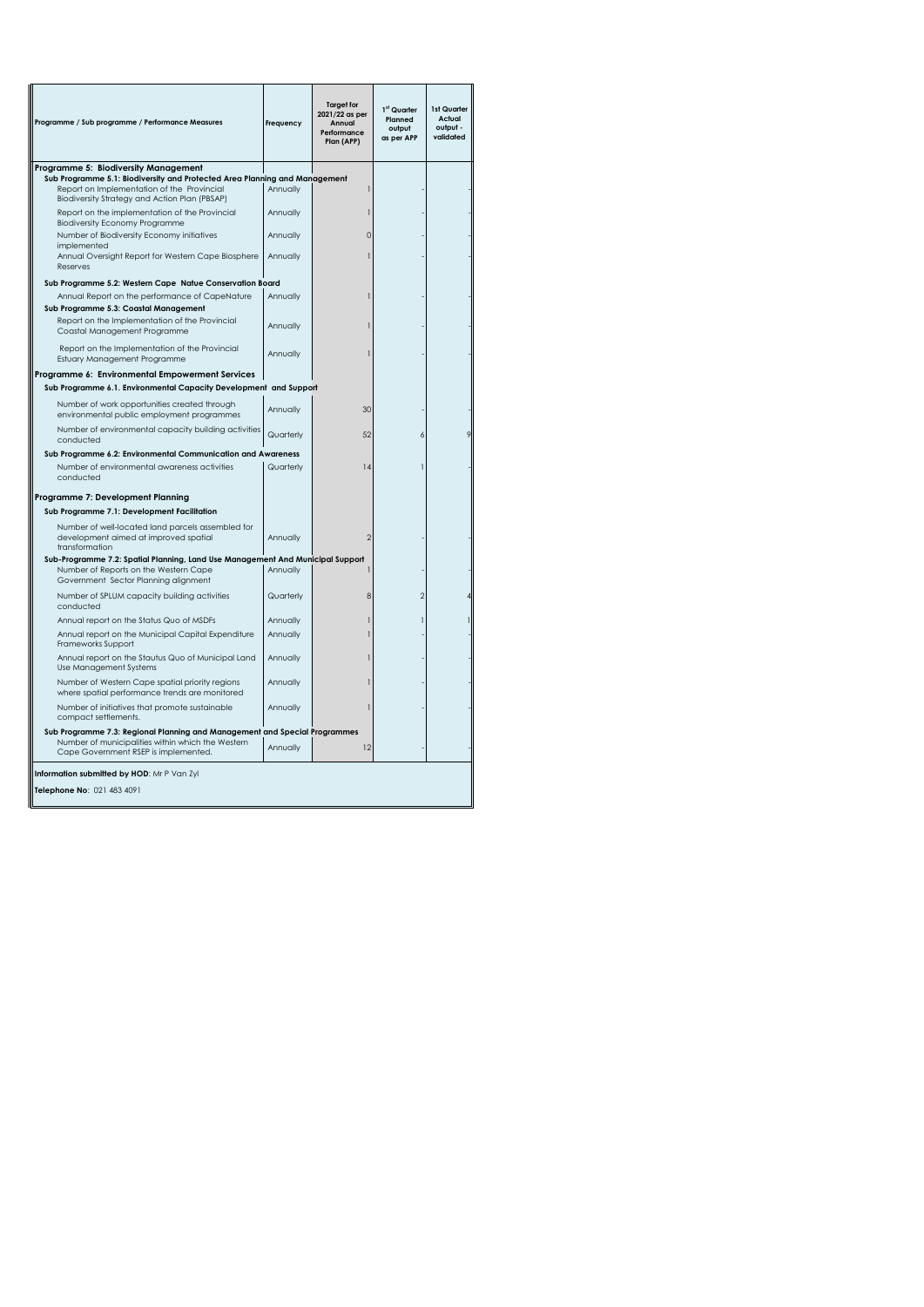| Programme / Sub programme / Performance Measures | Frequency | Target for 2021/22 as per Annual Performance Plan (APP) | 1st Quarter Planned output as per APP | 1st Quarter Actual output - validated |
|---|---|---|---|---|
| **Programme 5: Biodiversity Management** | | | | |
| **Sub Programme 5.1: Biodiversity and Protected Area Planning and Management** | | | | |
| Report on Implementation of the Provincial Biodiversity Strategy and Action Plan (PBSAP) | Annually | 1 | - | - |
| Report on the implementation of the Provincial Biodiversity Economy Programme | Annually | 1 | - | - |
| Number of Biodiversity Economy initiatives implemented | Annually | 0 | - | - |
| Annual Oversight Report for Western Cape Biosphere Reserves | Annually | 1 | - | - |
| **Sub Programme 5.2: Western Cape Natue Conservation Board** | | | | |
| Annual Report on the performance of CapeNature | Annually | 1 | - | - |
| **Sub Programme 5.3: Coastal Management** | | | | |
| Report on the Implementation of the Provincial Coastal Management Programme | Annually | 1 | - | - |
| Report on the Implementation of the Provincial Estuary Management Programme | Annually | 1 | - | - |
| **Programme 6: Environmental Empowerment Services** | | | | |
| **Sub Programme 6.1. Environmental Capacity Development and Support** | | | | |
| Number of work opportunities created through environmental public employment programmes | Annually | 30 | - | - |
| Number of environmental capacity building activities conducted | Quarterly | 52 | 6 | 9 |
| **Sub Programme 6.2: Environmental Communication and Awareness** | | | | |
| Number of environmental awareness activities conducted | Quarterly | 14 | 1 | - |
| **Programme 7: Development Planning** | | | | |
| **Sub Programme 7.1: Development Facilitation** | | | | |
| Number of well-located land parcels assembled for development aimed at improved spatial transformation | Annually | 2 | - | - |
| **Sub-Programme 7.2: Spatial Planning, Land Use Management And Municipal Support** | | | | |
| Number of Reports on the Western Cape Government Sector Planning alignment | Annually | 1 | - | - |
| Number of SPLUM capacity building activities conducted | Quarterly | 8 | 2 | 4 |
| Annual report on the Status Quo of MSDFs | Annually | 1 | 1 | 1 |
| Annual report on the Municipal Capital Expenditure Frameworks Support | Annually | 1 | - | - |
| Annual report on the Stautus Quo of Municipal Land Use Management Systems | Annually | 1 | - | - |
| Number of Western Cape spatial priority regions where spatial performance trends are monitored | Annually | 1 | - | - |
| Number of initiatives that promote sustainable compact settlements. | Annually | 1 | - | - |
| **Sub Programme 7.3: Regional Planning and Management and Special Programmes** | | | | |
| Number of municipalities within which the Western Cape Government RSEP is implemented. | Annually | 12 | - | - |

**Information submitted by HOD**: Mr P Van Zyl

**Telephone No**: 021 483 4091